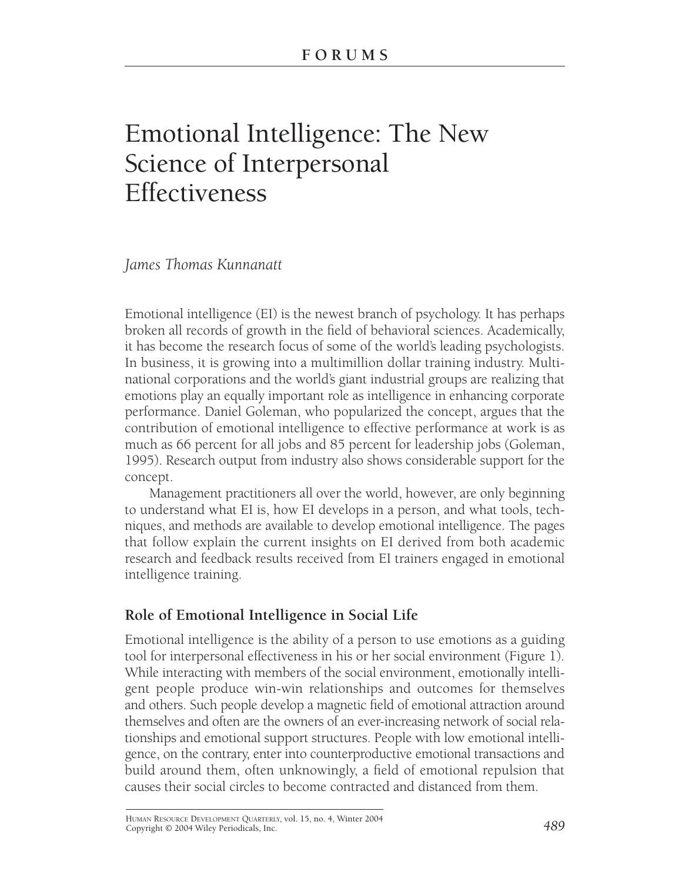FORUMS

# Emotional Intelligence: The New Science of Interpersonal Effectiveness

*James Thomas Kunnanatt*

Emotional intelligence (EI) is the newest branch of psychology. It has perhaps broken all records of growth in the field of behavioral sciences. Academically, it has become the research focus of some of the world's leading psychologists. In business, it is growing into a multimillion dollar training industry. Multinational corporations and the world's giant industrial groups are realizing that emotions play an equally important role as intelligence in enhancing corporate performance. Daniel Goleman, who popularized the concept, argues that the contribution of emotional intelligence to effective performance at work is as much as 66 percent for all jobs and 85 percent for leadership jobs (Goleman, 1995). Research output from industry also shows considerable support for the concept.

Management practitioners all over the world, however, are only beginning to understand what EI is, how EI develops in a person, and what tools, techniques, and methods are available to develop emotional intelligence. The pages that follow explain the current insights on EI derived from both academic research and feedback results received from EI trainers engaged in emotional intelligence training.

## Role of Emotional Intelligence in Social Life

Emotional intelligence is the ability of a person to use emotions as a guiding tool for interpersonal effectiveness in his or her social environment (Figure 1). While interacting with members of the social environment, emotionally intelligent people produce win-win relationships and outcomes for themselves and others. Such people develop a magnetic field of emotional attraction around themselves and often are the owners of an ever-increasing network of social relationships and emotional support structures. People with low emotional intelligence, on the contrary, enter into counterproductive emotional transactions and build around them, often unknowingly, a field of emotional repulsion that causes their social circles to become contracted and distanced from them.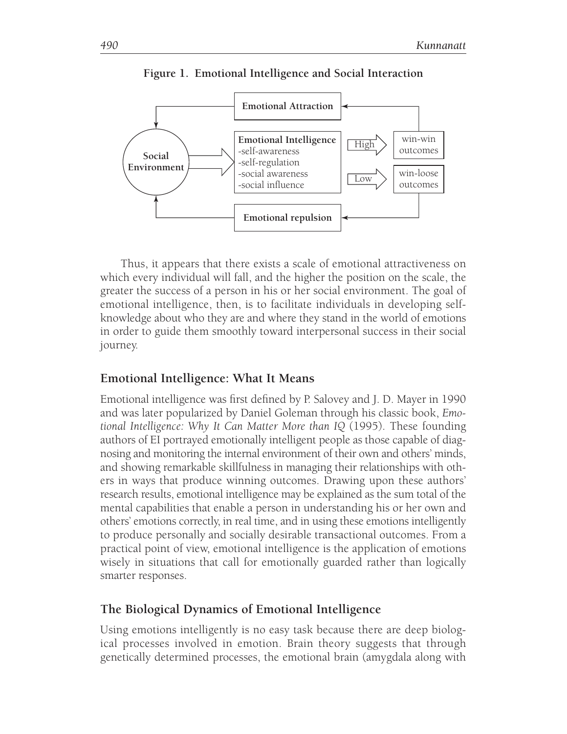**Figure 1. Emotional Intelligence and Social Interaction**

Thus, it appears that there exists a scale of emotional attractiveness on which every individual will fall, and the higher the position on the scale, the greater the success of a person in his or her social environment. The goal of emotional intelligence, then, is to facilitate individuals in developing self-knowledge about who they are and where they stand in the world of emotions in order to guide them smoothly toward interpersonal success in their social journey.

## Emotional Intelligence: What It Means

Emotional intelligence was first defined by P. Salovey and J. D. Mayer in 1990 and was later popularized by Daniel Goleman through his classic book, *Emotional Intelligence: Why It Can Matter More than IQ* (1995). These founding authors of EI portrayed emotionally intelligent people as those capable of diagnosing and monitoring the internal environment of their own and others' minds, and showing remarkable skillfulness in managing their relationships with others in ways that produce winning outcomes. Drawing upon these authors' research results, emotional intelligence may be explained as the sum total of the mental capabilities that enable a person in understanding his or her own and others' emotions correctly, in real time, and in using these emotions intelligently to produce personally and socially desirable transactional outcomes. From a practical point of view, emotional intelligence is the application of emotions wisely in situations that call for emotionally guarded rather than logically smarter responses.

## The Biological Dynamics of Emotional Intelligence

Using emotions intelligently is no easy task because there are deep biological processes involved in emotion. Brain theory suggests that through genetically determined processes, the emotional brain (amygdala along with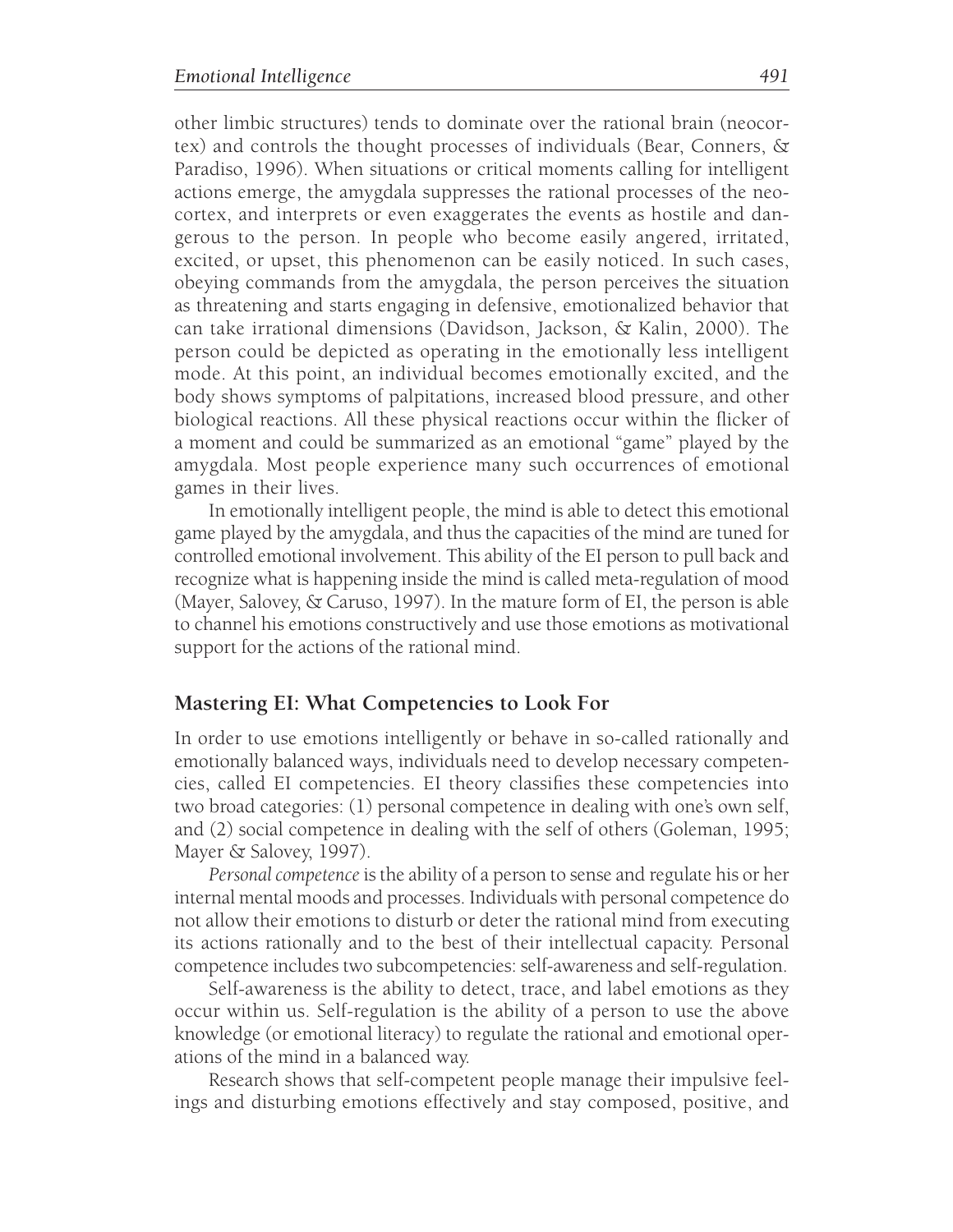other limbic structures) tends to dominate over the rational brain (neocortex) and controls the thought processes of individuals (Bear, Conners, & Paradiso, 1996). When situations or critical moments calling for intelligent actions emerge, the amygdala suppresses the rational processes of the neocortex, and interprets or even exaggerates the events as hostile and dangerous to the person. In people who become easily angered, irritated, excited, or upset, this phenomenon can be easily noticed. In such cases, obeying commands from the amygdala, the person perceives the situation as threatening and starts engaging in defensive, emotionalized behavior that can take irrational dimensions (Davidson, Jackson, & Kalin, 2000). The person could be depicted as operating in the emotionally less intelligent mode. At this point, an individual becomes emotionally excited, and the body shows symptoms of palpitations, increased blood pressure, and other biological reactions. All these physical reactions occur within the flicker of a moment and could be summarized as an emotional "game" played by the amygdala. Most people experience many such occurrences of emotional games in their lives.

In emotionally intelligent people, the mind is able to detect this emotional game played by the amygdala, and thus the capacities of the mind are tuned for controlled emotional involvement. This ability of the EI person to pull back and recognize what is happening inside the mind is called meta-regulation of mood (Mayer, Salovey, & Caruso, 1997). In the mature form of EI, the person is able to channel his emotions constructively and use those emotions as motivational support for the actions of the rational mind.

## Mastering EI: What Competencies to Look For

In order to use emotions intelligently or behave in so-called rationally and emotionally balanced ways, individuals need to develop necessary competencies, called EI competencies. EI theory classifies these competencies into two broad categories: (1) personal competence in dealing with one's own self, and (2) social competence in dealing with the self of others (Goleman, 1995; Mayer & Salovey, 1997).

*Personal competence* is the ability of a person to sense and regulate his or her internal mental moods and processes. Individuals with personal competence do not allow their emotions to disturb or deter the rational mind from executing its actions rationally and to the best of their intellectual capacity. Personal competence includes two subcompetencies: self-awareness and self-regulation.

Self-awareness is the ability to detect, trace, and label emotions as they occur within us. Self-regulation is the ability of a person to use the above knowledge (or emotional literacy) to regulate the rational and emotional operations of the mind in a balanced way.

Research shows that self-competent people manage their impulsive feelings and disturbing emotions effectively and stay composed, positive, and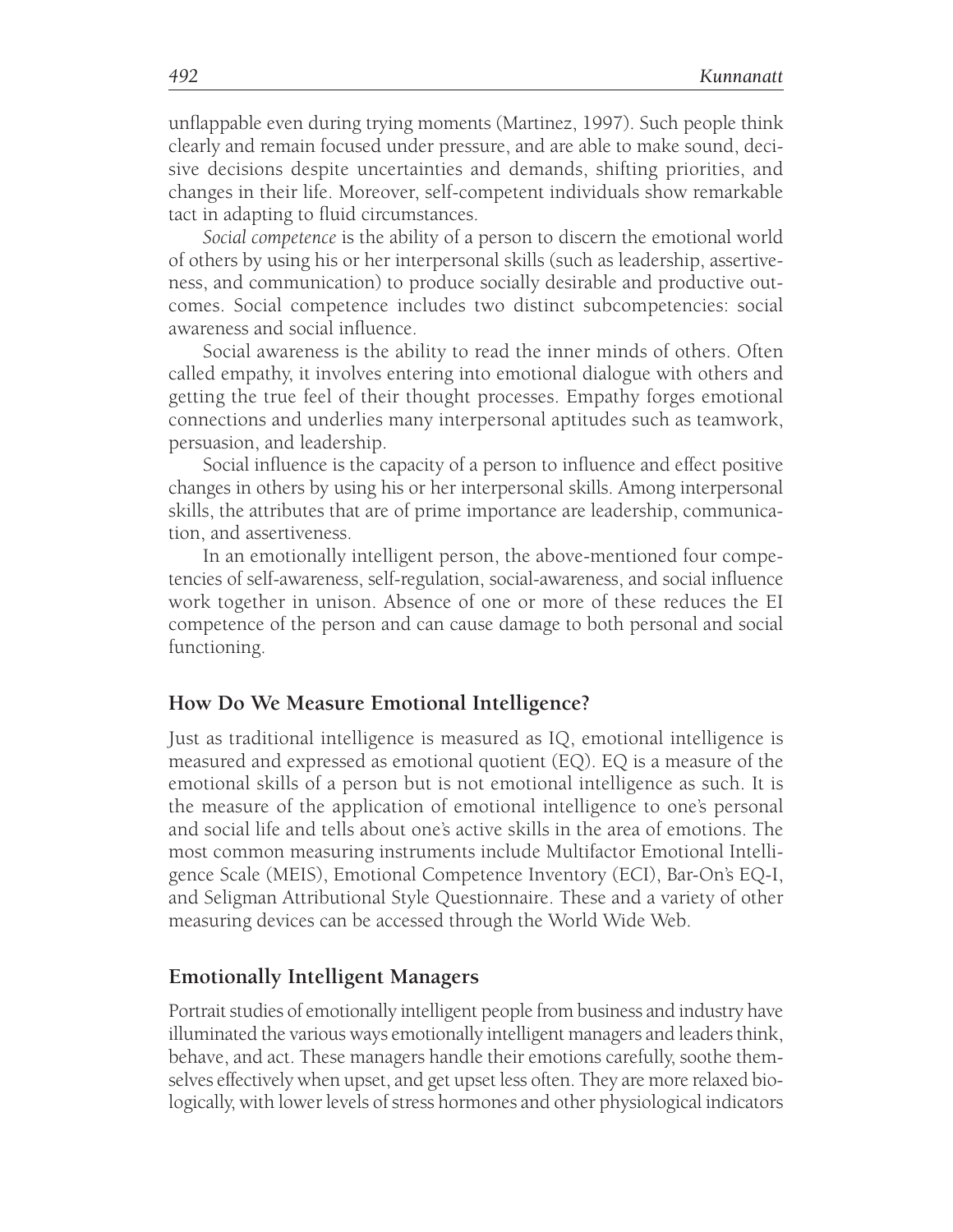unflappable even during trying moments (Martinez, 1997). Such people think clearly and remain focused under pressure, and are able to make sound, decisive decisions despite uncertainties and demands, shifting priorities, and changes in their life. Moreover, self-competent individuals show remarkable tact in adapting to fluid circumstances.

*Social competence* is the ability of a person to discern the emotional world of others by using his or her interpersonal skills (such as leadership, assertiveness, and communication) to produce socially desirable and productive outcomes. Social competence includes two distinct subcompetencies: social awareness and social influence.

Social awareness is the ability to read the inner minds of others. Often called empathy, it involves entering into emotional dialogue with others and getting the true feel of their thought processes. Empathy forges emotional connections and underlies many interpersonal aptitudes such as teamwork, persuasion, and leadership.

Social influence is the capacity of a person to influence and effect positive changes in others by using his or her interpersonal skills. Among interpersonal skills, the attributes that are of prime importance are leadership, communication, and assertiveness.

In an emotionally intelligent person, the above-mentioned four competencies of self-awareness, self-regulation, social-awareness, and social influence work together in unison. Absence of one or more of these reduces the EI competence of the person and can cause damage to both personal and social functioning.

## How Do We Measure Emotional Intelligence?

Just as traditional intelligence is measured as IQ, emotional intelligence is measured and expressed as emotional quotient (EQ). EQ is a measure of the emotional skills of a person but is not emotional intelligence as such. It is the measure of the application of emotional intelligence to one's personal and social life and tells about one's active skills in the area of emotions. The most common measuring instruments include Multifactor Emotional Intelligence Scale (MEIS), Emotional Competence Inventory (ECI), Bar-On's EQ-I, and Seligman Attributional Style Questionnaire. These and a variety of other measuring devices can be accessed through the World Wide Web.

## Emotionally Intelligent Managers

Portrait studies of emotionally intelligent people from business and industry have illuminated the various ways emotionally intelligent managers and leaders think, behave, and act. These managers handle their emotions carefully, soothe themselves effectively when upset, and get upset less often. They are more relaxed biologically, with lower levels of stress hormones and other physiological indicators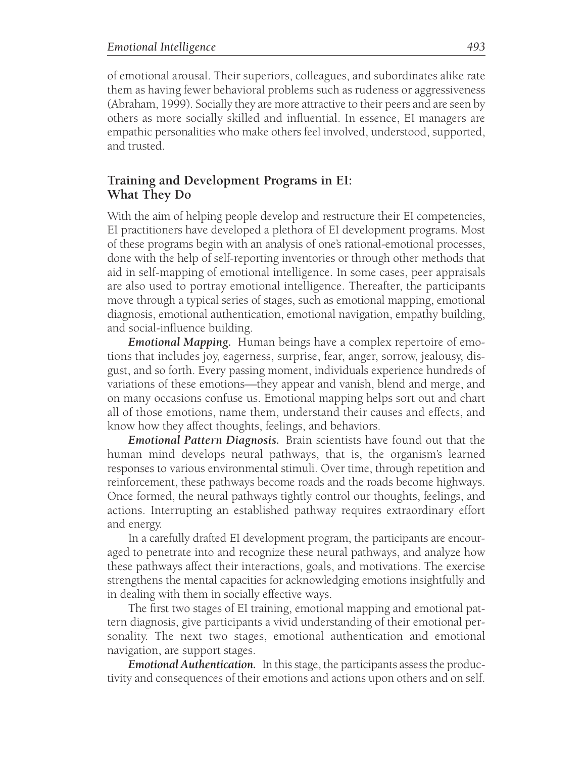of emotional arousal. Their superiors, colleagues, and subordinates alike rate them as having fewer behavioral problems such as rudeness or aggressiveness (Abraham, 1999). Socially they are more attractive to their peers and are seen by others as more socially skilled and influential. In essence, EI managers are empathic personalities who make others feel involved, understood, supported, and trusted.

## Training and Development Programs in EI: What They Do

With the aim of helping people develop and restructure their EI competencies, EI practitioners have developed a plethora of EI development programs. Most of these programs begin with an analysis of one's rational-emotional processes, done with the help of self-reporting inventories or through other methods that aid in self-mapping of emotional intelligence. In some cases, peer appraisals are also used to portray emotional intelligence. Thereafter, the participants move through a typical series of stages, such as emotional mapping, emotional diagnosis, emotional authentication, emotional navigation, empathy building, and social-influence building.

***Emotional Mapping.*** Human beings have a complex repertoire of emotions that includes joy, eagerness, surprise, fear, anger, sorrow, jealousy, disgust, and so forth. Every passing moment, individuals experience hundreds of variations of these emotions—they appear and vanish, blend and merge, and on many occasions confuse us. Emotional mapping helps sort out and chart all of those emotions, name them, understand their causes and effects, and know how they affect thoughts, feelings, and behaviors.

***Emotional Pattern Diagnosis.*** Brain scientists have found out that the human mind develops neural pathways, that is, the organism's learned responses to various environmental stimuli. Over time, through repetition and reinforcement, these pathways become roads and the roads become highways. Once formed, the neural pathways tightly control our thoughts, feelings, and actions. Interrupting an established pathway requires extraordinary effort and energy.

In a carefully drafted EI development program, the participants are encouraged to penetrate into and recognize these neural pathways, and analyze how these pathways affect their interactions, goals, and motivations. The exercise strengthens the mental capacities for acknowledging emotions insightfully and in dealing with them in socially effective ways.

The first two stages of EI training, emotional mapping and emotional pattern diagnosis, give participants a vivid understanding of their emotional personality. The next two stages, emotional authentication and emotional navigation, are support stages.

***Emotional Authentication.*** In this stage, the participants assess the productivity and consequences of their emotions and actions upon others and on self.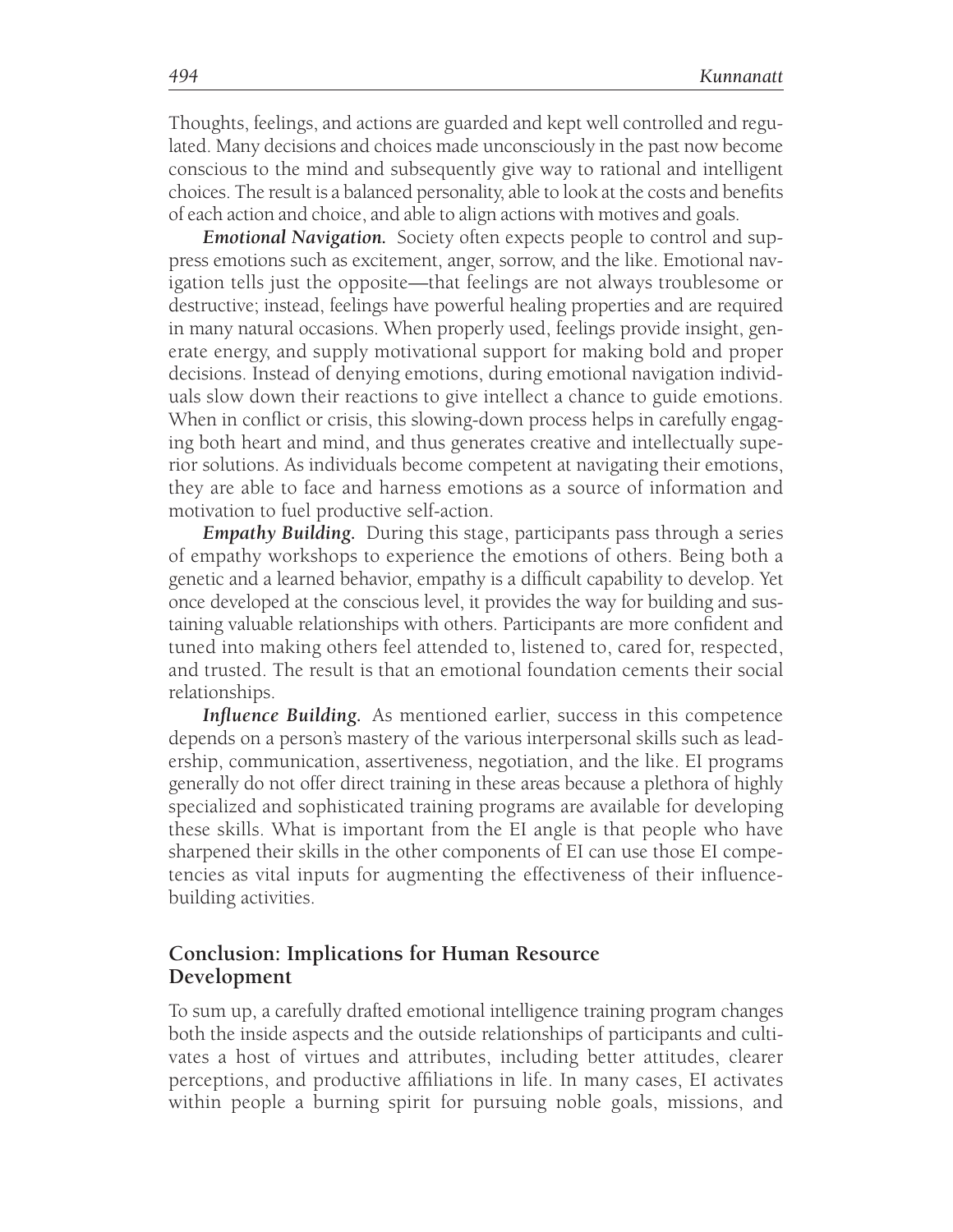Thoughts, feelings, and actions are guarded and kept well controlled and regulated. Many decisions and choices made unconsciously in the past now become conscious to the mind and subsequently give way to rational and intelligent choices. The result is a balanced personality, able to look at the costs and benefits of each action and choice, and able to align actions with motives and goals.

***Emotional Navigation.*** Society often expects people to control and suppress emotions such as excitement, anger, sorrow, and the like. Emotional navigation tells just the opposite—that feelings are not always troublesome or destructive; instead, feelings have powerful healing properties and are required in many natural occasions. When properly used, feelings provide insight, generate energy, and supply motivational support for making bold and proper decisions. Instead of denying emotions, during emotional navigation individuals slow down their reactions to give intellect a chance to guide emotions. When in conflict or crisis, this slowing-down process helps in carefully engaging both heart and mind, and thus generates creative and intellectually superior solutions. As individuals become competent at navigating their emotions, they are able to face and harness emotions as a source of information and motivation to fuel productive self-action.

***Empathy Building.*** During this stage, participants pass through a series of empathy workshops to experience the emotions of others. Being both a genetic and a learned behavior, empathy is a difficult capability to develop. Yet once developed at the conscious level, it provides the way for building and sustaining valuable relationships with others. Participants are more confident and tuned into making others feel attended to, listened to, cared for, respected, and trusted. The result is that an emotional foundation cements their social relationships.

***Influence Building.*** As mentioned earlier, success in this competence depends on a person's mastery of the various interpersonal skills such as leadership, communication, assertiveness, negotiation, and the like. EI programs generally do not offer direct training in these areas because a plethora of highly specialized and sophisticated training programs are available for developing these skills. What is important from the EI angle is that people who have sharpened their skills in the other components of EI can use those EI competencies as vital inputs for augmenting the effectiveness of their influence-building activities.

## Conclusion: Implications for Human Resource Development

To sum up, a carefully drafted emotional intelligence training program changes both the inside aspects and the outside relationships of participants and cultivates a host of virtues and attributes, including better attitudes, clearer perceptions, and productive affiliations in life. In many cases, EI activates within people a burning spirit for pursuing noble goals, missions, and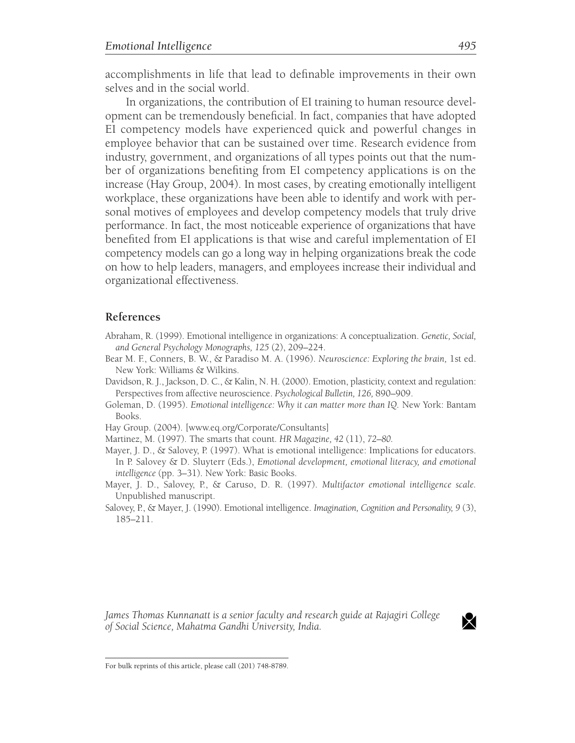accomplishments in life that lead to definable improvements in their own selves and in the social world.

In organizations, the contribution of EI training to human resource development can be tremendously beneficial. In fact, companies that have adopted EI competency models have experienced quick and powerful changes in employee behavior that can be sustained over time. Research evidence from industry, government, and organizations of all types points out that the number of organizations benefiting from EI competency applications is on the increase (Hay Group, 2004). In most cases, by creating emotionally intelligent workplace, these organizations have been able to identify and work with personal motives of employees and develop competency models that truly drive performance. In fact, the most noticeable experience of organizations that have benefited from EI applications is that wise and careful implementation of EI competency models can go a long way in helping organizations break the code on how to help leaders, managers, and employees increase their individual and organizational effectiveness.

## References

Abraham, R. (1999). Emotional intelligence in organizations: A conceptualization. *Genetic, Social, and General Psychology Monographs, 125* (2), 209–224.

Bear M. F., Conners, B. W., & Paradiso M. A. (1996). *Neuroscience: Exploring the brain,* 1st ed. New York: Williams & Wilkins.

Davidson, R. J., Jackson, D. C., & Kalin, N. H. (2000). Emotion, plasticity, context and regulation: Perspectives from affective neuroscience. *Psychological Bulletin, 126,* 890–909.

Goleman, D. (1995). *Emotional intelligence: Why it can matter more than IQ.* New York: Bantam Books.

Hay Group. (2004). [www.eq.org/Corporate/Consultants]

Martinez, M. (1997). The smarts that count. *HR Magazine, 42* (11), *72–80.*

Mayer, J. D., & Salovey, P. (1997). What is emotional intelligence: Implications for educators. In P. Salovey & D. Sluyterr (Eds.), *Emotional development, emotional literacy, and emotional intelligence* (pp. 3–31). New York: Basic Books.

Mayer, J. D., Salovey, P., & Caruso, D. R. (1997). *Multifactor emotional intelligence scale.* Unpublished manuscript.

Salovey, P., & Mayer, J. (1990). Emotional intelligence. *Imagination, Cognition and Personality, 9* (3), 185–211.

*James Thomas Kunnanatt is a senior faculty and research guide at Rajagiri College of Social Science, Mahatma Gandhi University, India.*

For bulk reprints of this article, please call (201) 748-8789.